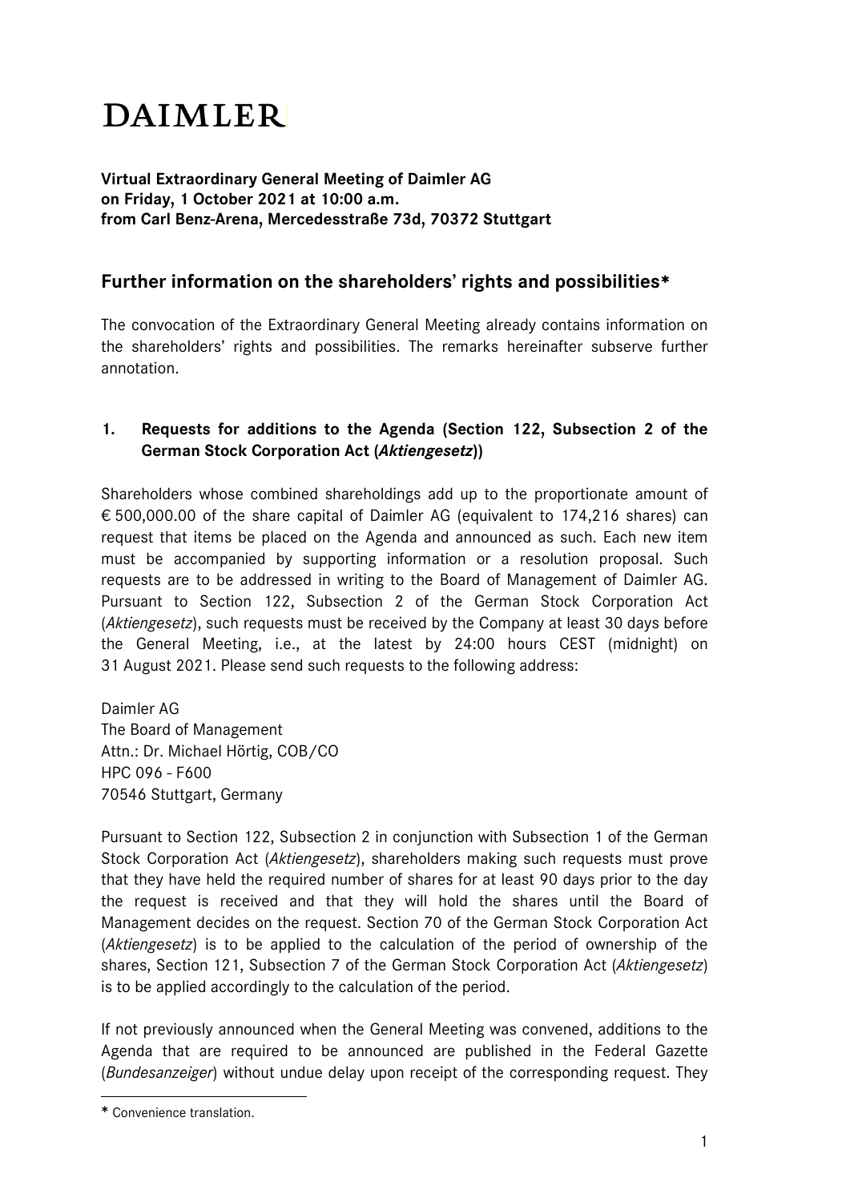# DAIMLER

**Virtual Extraordinary General Meeting of Daimler AG**
**on Friday, 1 October 2021 at 10:00 a.m.**
**from Carl Benz-Arena, Mercedesstraße 73d, 70372 Stuttgart**

## Further information on the shareholders' rights and possibilities*

The convocation of the Extraordinary General Meeting already contains information on the shareholders' rights and possibilities. The remarks hereinafter subserve further annotation.

### 1. Requests for additions to the Agenda (Section 122, Subsection 2 of the German Stock Corporation Act (*Aktiengesetz*))

Shareholders whose combined shareholdings add up to the proportionate amount of € 500,000.00 of the share capital of Daimler AG (equivalent to 174,216 shares) can request that items be placed on the Agenda and announced as such. Each new item must be accompanied by supporting information or a resolution proposal. Such requests are to be addressed in writing to the Board of Management of Daimler AG. Pursuant to Section 122, Subsection 2 of the German Stock Corporation Act (*Aktiengesetz*), such requests must be received by the Company at least 30 days before the General Meeting, i.e., at the latest by 24:00 hours CEST (midnight) on 31 August 2021. Please send such requests to the following address:

Daimler AG
The Board of Management
Attn.: Dr. Michael Hörtig, COB/CO
HPC 096 - F600
70546 Stuttgart, Germany

Pursuant to Section 122, Subsection 2 in conjunction with Subsection 1 of the German Stock Corporation Act (*Aktiengesetz*), shareholders making such requests must prove that they have held the required number of shares for at least 90 days prior to the day the request is received and that they will hold the shares until the Board of Management decides on the request. Section 70 of the German Stock Corporation Act (*Aktiengesetz*) is to be applied to the calculation of the period of ownership of the shares, Section 121, Subsection 7 of the German Stock Corporation Act (*Aktiengesetz*) is to be applied accordingly to the calculation of the period.

If not previously announced when the General Meeting was convened, additions to the Agenda that are required to be announced are published in the Federal Gazette (*Bundesanzeiger*) without undue delay upon receipt of the corresponding request. They

---

* Convenience translation.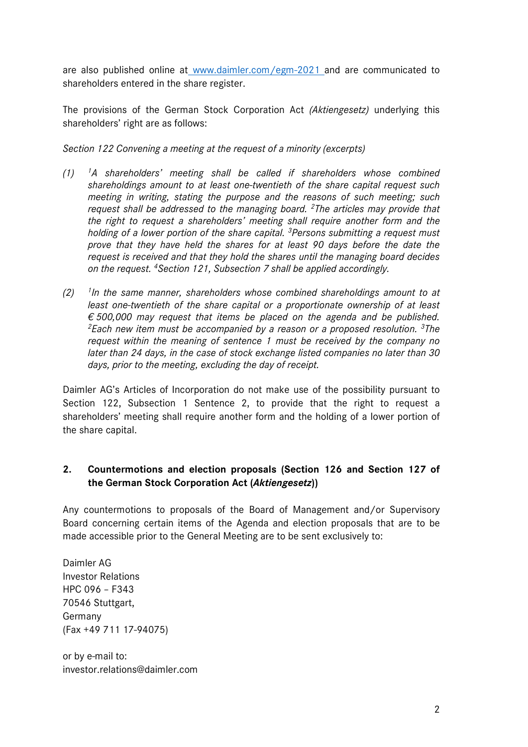are also published online at [www.daimler.com/egm-2021](http://www.daimler.com/egm-2021) and are communicated to shareholders entered in the share register.

The provisions of the German Stock Corporation Act *(Aktiengesetz)* underlying this shareholders' right are as follows:

*Section 122 Convening a meeting at the request of a minority (excerpts)*

*(1) [1]A shareholders' meeting shall be called if shareholders whose combined shareholdings amount to at least one-twentieth of the share capital request such meeting in writing, stating the purpose and the reasons of such meeting; such request shall be addressed to the managing board. [2]The articles may provide that the right to request a shareholders' meeting shall require another form and the holding of a lower portion of the share capital. [3]Persons submitting a request must prove that they have held the shares for at least 90 days before the date the request is received and that they hold the shares until the managing board decides on the request. [4]Section 121, Subsection 7 shall be applied accordingly.*

*(2) [1]In the same manner, shareholders whose combined shareholdings amount to at least one-twentieth of the share capital or a proportionate ownership of at least € 500,000 may request that items be placed on the agenda and be published. [2]Each new item must be accompanied by a reason or a proposed resolution. [3]The request within the meaning of sentence 1 must be received by the company no later than 24 days, in the case of stock exchange listed companies no later than 30 days, prior to the meeting, excluding the day of receipt.*

Daimler AG's Articles of Incorporation do not make use of the possibility pursuant to Section 122, Subsection 1 Sentence 2, to provide that the right to request a shareholders' meeting shall require another form and the holding of a lower portion of the share capital.

## 2. Countermotions and election proposals (Section 126 and Section 127 of the German Stock Corporation Act (*Aktiengesetz*))

Any countermotions to proposals of the Board of Management and/or Supervisory Board concerning certain items of the Agenda and election proposals that are to be made accessible prior to the General Meeting are to be sent exclusively to:

Daimler AG  
Investor Relations  
HPC 096 – F343  
70546 Stuttgart,  
Germany  
(Fax +49 711 17-94075)

or by e-mail to:  
investor.relations@daimler.com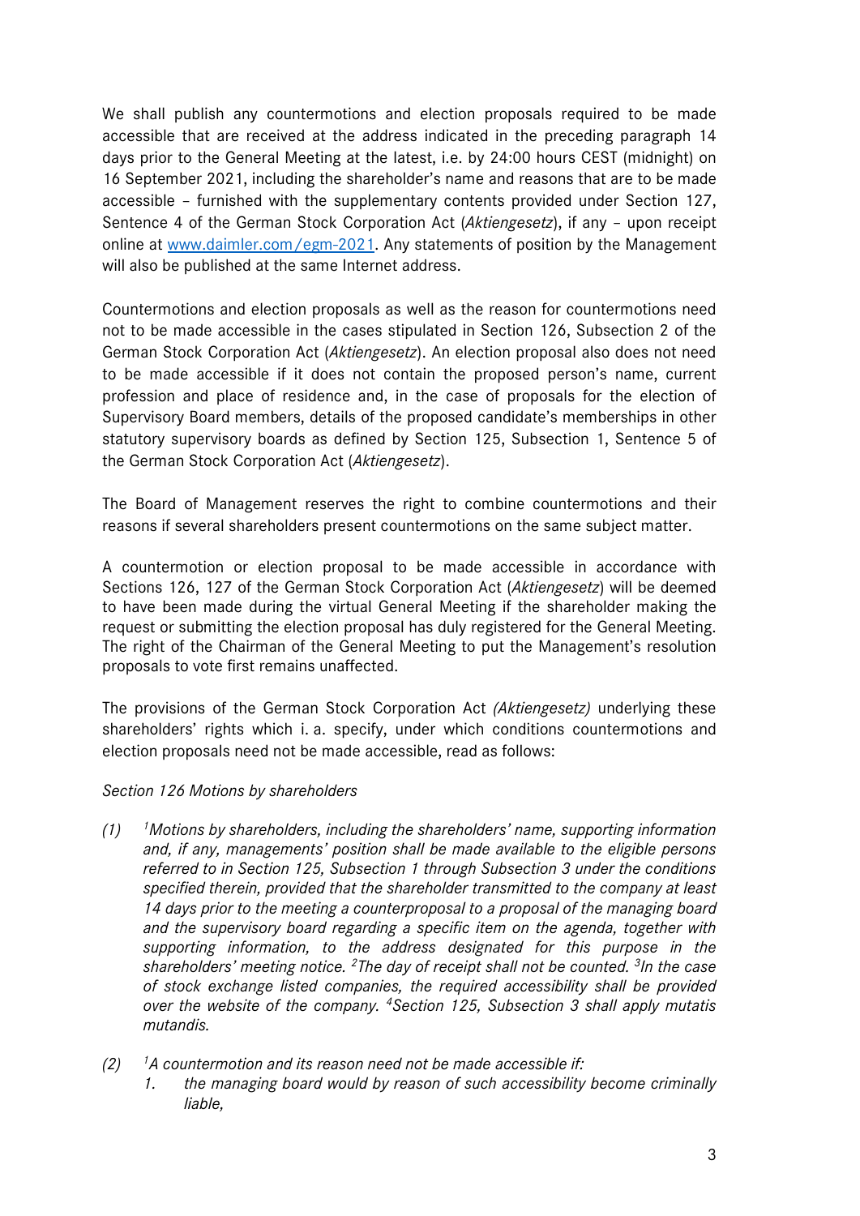We shall publish any countermotions and election proposals required to be made accessible that are received at the address indicated in the preceding paragraph 14 days prior to the General Meeting at the latest, i.e. by 24:00 hours CEST (midnight) on 16 September 2021, including the shareholder's name and reasons that are to be made accessible – furnished with the supplementary contents provided under Section 127, Sentence 4 of the German Stock Corporation Act (*Aktiengesetz*), if any – upon receipt online at [www.daimler.com/egm-2021](http://www.daimler.com/egm-2021). Any statements of position by the Management will also be published at the same Internet address.

Countermotions and election proposals as well as the reason for countermotions need not to be made accessible in the cases stipulated in Section 126, Subsection 2 of the German Stock Corporation Act (*Aktiengesetz*). An election proposal also does not need to be made accessible if it does not contain the proposed person's name, current profession and place of residence and, in the case of proposals for the election of Supervisory Board members, details of the proposed candidate's memberships in other statutory supervisory boards as defined by Section 125, Subsection 1, Sentence 5 of the German Stock Corporation Act (*Aktiengesetz*).

The Board of Management reserves the right to combine countermotions and their reasons if several shareholders present countermotions on the same subject matter.

A countermotion or election proposal to be made accessible in accordance with Sections 126, 127 of the German Stock Corporation Act (*Aktiengesetz*) will be deemed to have been made during the virtual General Meeting if the shareholder making the request or submitting the election proposal has duly registered for the General Meeting. The right of the Chairman of the General Meeting to put the Management's resolution proposals to vote first remains unaffected.

The provisions of the German Stock Corporation Act *(Aktiengesetz)* underlying these shareholders' rights which i. a. specify, under which conditions countermotions and election proposals need not be made accessible, read as follows:

*Section 126 Motions by shareholders*

*(1) [1]Motions by shareholders, including the shareholders' name, supporting information and, if any, managements' position shall be made available to the eligible persons referred to in Section 125, Subsection 1 through Subsection 3 under the conditions specified therein, provided that the shareholder transmitted to the company at least 14 days prior to the meeting a counterproposal to a proposal of the managing board and the supervisory board regarding a specific item on the agenda, together with supporting information, to the address designated for this purpose in the shareholders' meeting notice. [2]The day of receipt shall not be counted. [3]In the case of stock exchange listed companies, the required accessibility shall be provided over the website of the company. [4]Section 125, Subsection 3 shall apply mutatis mutandis.*

*(2) [1]A countermotion and its reason need not be made accessible if:*

1. *the managing board would by reason of such accessibility become criminally liable,*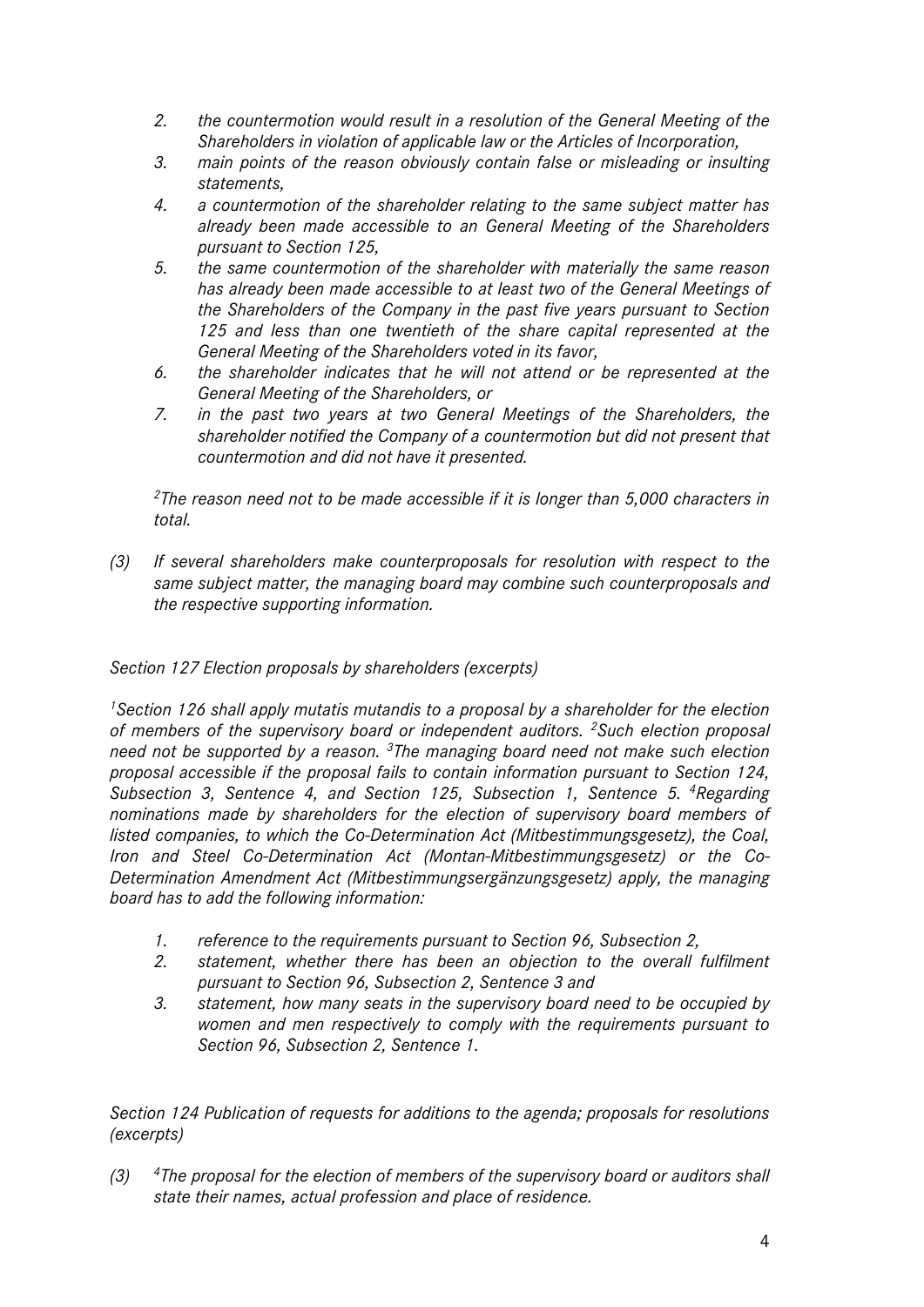2. *the countermotion would result in a resolution of the General Meeting of the Shareholders in violation of applicable law or the Articles of Incorporation,*
3. *main points of the reason obviously contain false or misleading or insulting statements,*
4. *a countermotion of the shareholder relating to the same subject matter has already been made accessible to an General Meeting of the Shareholders pursuant to Section 125,*
5. *the same countermotion of the shareholder with materially the same reason has already been made accessible to at least two of the General Meetings of the Shareholders of the Company in the past five years pursuant to Section 125 and less than one twentieth of the share capital represented at the General Meeting of the Shareholders voted in its favor,*
6. *the shareholder indicates that he will not attend or be represented at the General Meeting of the Shareholders, or*
7. *in the past two years at two General Meetings of the Shareholders, the shareholder notified the Company of a countermotion but did not present that countermotion and did not have it presented.*

*[2]The reason need not to be made accessible if it is longer than 5,000 characters in total.*

*(3) If several shareholders make counterproposals for resolution with respect to the same subject matter, the managing board may combine such counterproposals and the respective supporting information.*

*Section 127 Election proposals by shareholders (excerpts)*

*[1]Section 126 shall apply mutatis mutandis to a proposal by a shareholder for the election of members of the supervisory board or independent auditors. [2]Such election proposal need not be supported by a reason. [3]The managing board need not make such election proposal accessible if the proposal fails to contain information pursuant to Section 124, Subsection 3, Sentence 4, and Section 125, Subsection 1, Sentence 5. [4]Regarding nominations made by shareholders for the election of supervisory board members of listed companies, to which the Co-Determination Act (Mitbestimmungsgesetz), the Coal, Iron and Steel Co-Determination Act (Montan-Mitbestimmungsgesetz) or the Co-Determination Amendment Act (Mitbestimmungsergänzungsgesetz) apply, the managing board has to add the following information:*

1. *reference to the requirements pursuant to Section 96, Subsection 2,*
2. *statement, whether there has been an objection to the overall fulfilment pursuant to Section 96, Subsection 2, Sentence 3 and*
3. *statement, how many seats in the supervisory board need to be occupied by women and men respectively to comply with the requirements pursuant to Section 96, Subsection 2, Sentence 1.*

*Section 124 Publication of requests for additions to the agenda; proposals for resolutions (excerpts)*

*(3) [4]The proposal for the election of members of the supervisory board or auditors shall state their names, actual profession and place of residence.*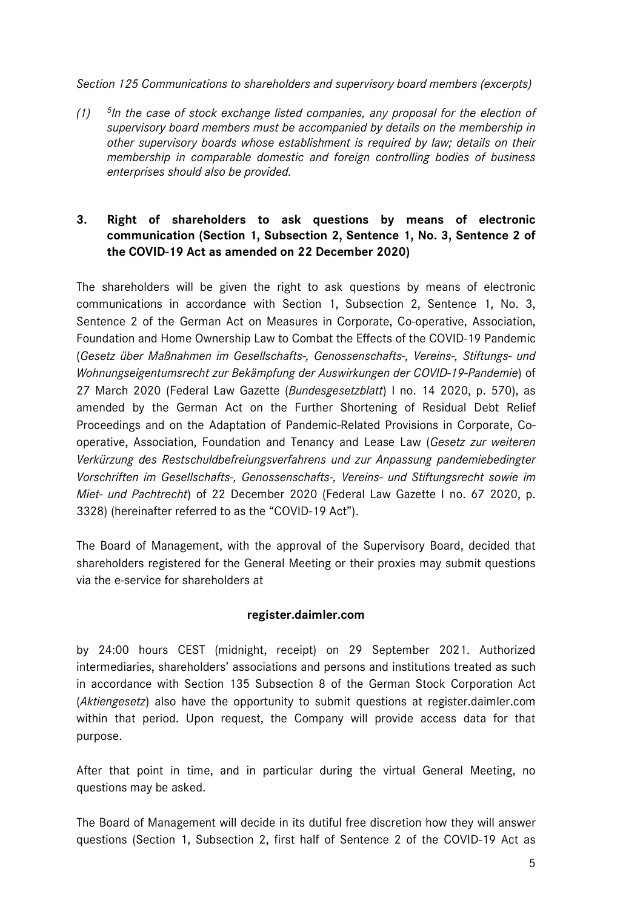*Section 125 Communications to shareholders and supervisory board members (excerpts)*

*(1) [5]In the case of stock exchange listed companies, any proposal for the election of supervisory board members must be accompanied by details on the membership in other supervisory boards whose establishment is required by law; details on their membership in comparable domestic and foreign controlling bodies of business enterprises should also be provided.*

## 3. Right of shareholders to ask questions by means of electronic communication (Section 1, Subsection 2, Sentence 1, No. 3, Sentence 2 of the COVID-19 Act as amended on 22 December 2020)

The shareholders will be given the right to ask questions by means of electronic communications in accordance with Section 1, Subsection 2, Sentence 1, No. 3, Sentence 2 of the German Act on Measures in Corporate, Co-operative, Association, Foundation and Home Ownership Law to Combat the Effects of the COVID-19 Pandemic (*Gesetz über Maßnahmen im Gesellschafts-, Genossenschafts-, Vereins-, Stiftungs- und Wohnungseigentumsrecht zur Bekämpfung der Auswirkungen der COVID-19-Pandemie*) of 27 March 2020 (Federal Law Gazette (*Bundesgesetzblatt*) I no. 14 2020, p. 570), as amended by the German Act on the Further Shortening of Residual Debt Relief Proceedings and on the Adaptation of Pandemic-Related Provisions in Corporate, Co-operative, Association, Foundation and Tenancy and Lease Law (*Gesetz zur weiteren Verkürzung des Restschuldbefreiungsverfahrens und zur Anpassung pandemiebedingter Vorschriften im Gesellschafts-, Genossenschafts-, Vereins- und Stiftungsrecht sowie im Miet- und Pachtrecht*) of 22 December 2020 (Federal Law Gazette I no. 67 2020, p. 3328) (hereinafter referred to as the "COVID-19 Act").

The Board of Management, with the approval of the Supervisory Board, decided that shareholders registered for the General Meeting or their proxies may submit questions via the e-service for shareholders at

**register.daimler.com**

by 24:00 hours CEST (midnight, receipt) on 29 September 2021. Authorized intermediaries, shareholders' associations and persons and institutions treated as such in accordance with Section 135 Subsection 8 of the German Stock Corporation Act (*Aktiengesetz*) also have the opportunity to submit questions at register.daimler.com within that period. Upon request, the Company will provide access data for that purpose.

After that point in time, and in particular during the virtual General Meeting, no questions may be asked.

The Board of Management will decide in its dutiful free discretion how they will answer questions (Section 1, Subsection 2, first half of Sentence 2 of the COVID-19 Act as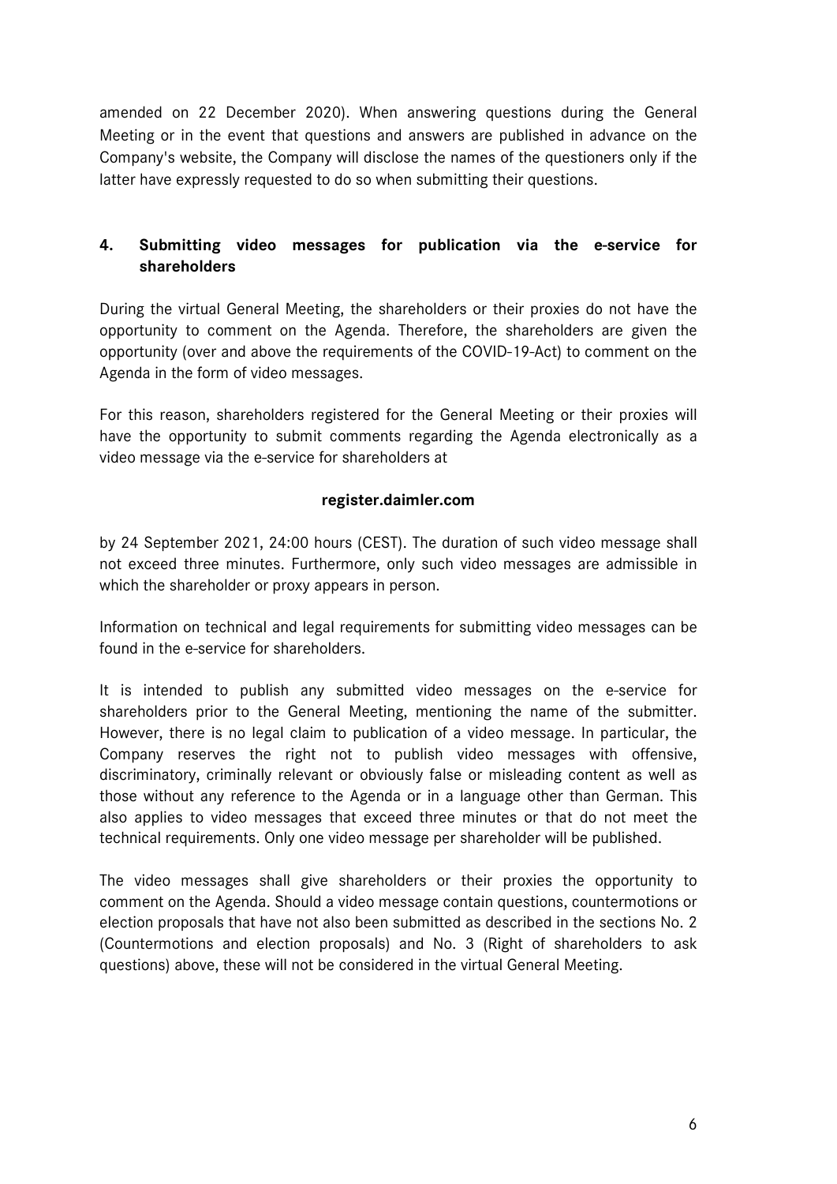amended on 22 December 2020). When answering questions during the General Meeting or in the event that questions and answers are published in advance on the Company's website, the Company will disclose the names of the questioners only if the latter have expressly requested to do so when submitting their questions.

## 4. Submitting video messages for publication via the e-service for shareholders

During the virtual General Meeting, the shareholders or their proxies do not have the opportunity to comment on the Agenda. Therefore, the shareholders are given the opportunity (over and above the requirements of the COVID-19-Act) to comment on the Agenda in the form of video messages.

For this reason, shareholders registered for the General Meeting or their proxies will have the opportunity to submit comments regarding the Agenda electronically as a video message via the e-service for shareholders at

**register.daimler.com**

by 24 September 2021, 24:00 hours (CEST). The duration of such video message shall not exceed three minutes. Furthermore, only such video messages are admissible in which the shareholder or proxy appears in person.

Information on technical and legal requirements for submitting video messages can be found in the e-service for shareholders.

It is intended to publish any submitted video messages on the e-service for shareholders prior to the General Meeting, mentioning the name of the submitter. However, there is no legal claim to publication of a video message. In particular, the Company reserves the right not to publish video messages with offensive, discriminatory, criminally relevant or obviously false or misleading content as well as those without any reference to the Agenda or in a language other than German. This also applies to video messages that exceed three minutes or that do not meet the technical requirements. Only one video message per shareholder will be published.

The video messages shall give shareholders or their proxies the opportunity to comment on the Agenda. Should a video message contain questions, countermotions or election proposals that have not also been submitted as described in the sections No. 2 (Countermotions and election proposals) and No. 3 (Right of shareholders to ask questions) above, these will not be considered in the virtual General Meeting.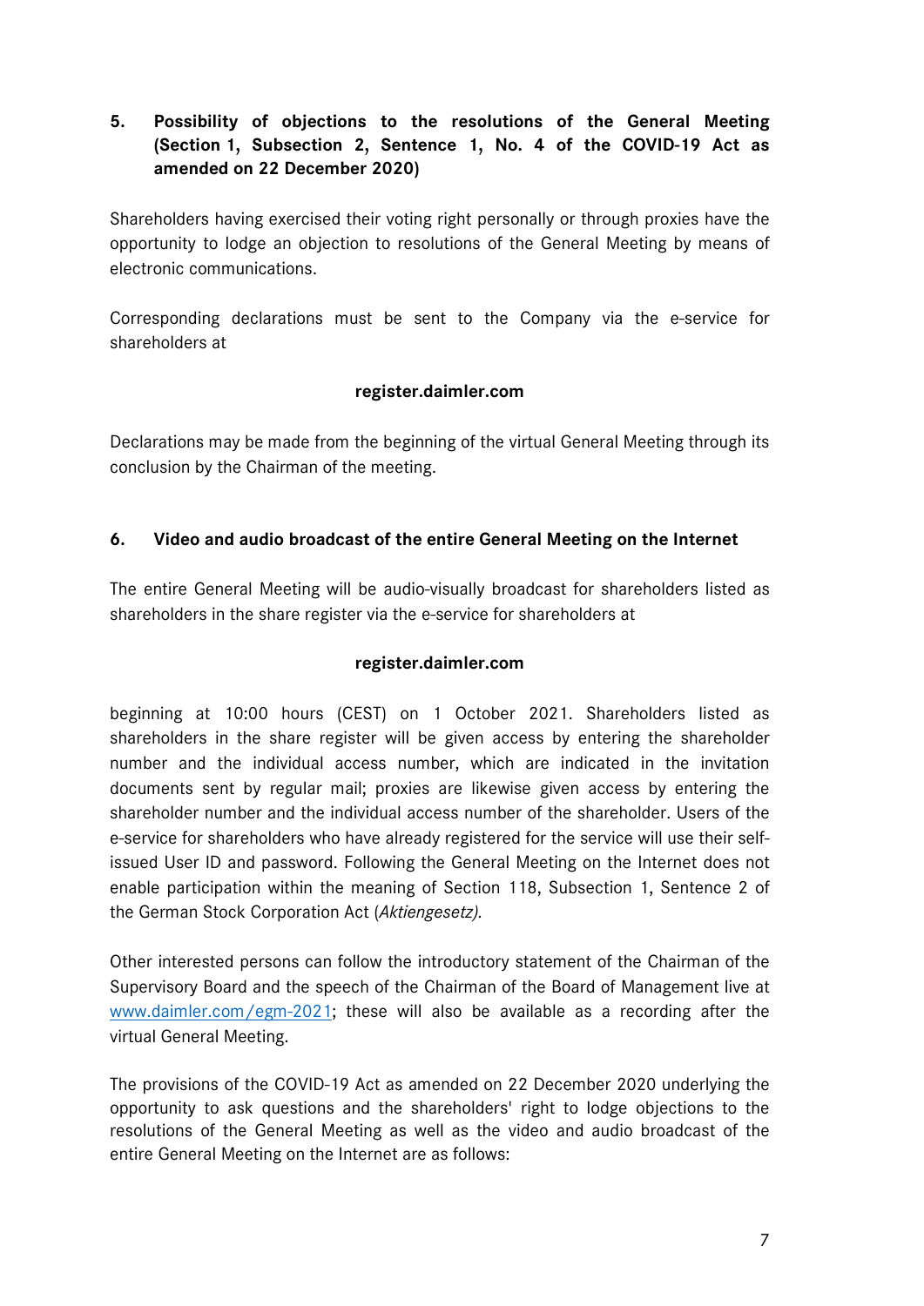## 5. Possibility of objections to the resolutions of the General Meeting (Section 1, Subsection 2, Sentence 1, No. 4 of the COVID-19 Act as amended on 22 December 2020)

Shareholders having exercised their voting right personally or through proxies have the opportunity to lodge an objection to resolutions of the General Meeting by means of electronic communications.

Corresponding declarations must be sent to the Company via the e-service for shareholders at

**register.daimler.com**

Declarations may be made from the beginning of the virtual General Meeting through its conclusion by the Chairman of the meeting.

## 6. Video and audio broadcast of the entire General Meeting on the Internet

The entire General Meeting will be audio-visually broadcast for shareholders listed as shareholders in the share register via the e-service for shareholders at

**register.daimler.com**

beginning at 10:00 hours (CEST) on 1 October 2021. Shareholders listed as shareholders in the share register will be given access by entering the shareholder number and the individual access number, which are indicated in the invitation documents sent by regular mail; proxies are likewise given access by entering the shareholder number and the individual access number of the shareholder. Users of the e-service for shareholders who have already registered for the service will use their self-issued User ID and password. Following the General Meeting on the Internet does not enable participation within the meaning of Section 118, Subsection 1, Sentence 2 of the German Stock Corporation Act (*Aktiengesetz).*

Other interested persons can follow the introductory statement of the Chairman of the Supervisory Board and the speech of the Chairman of the Board of Management live at [www.daimler.com/egm-2021](http://www.daimler.com/egm-2021); these will also be available as a recording after the virtual General Meeting.

The provisions of the COVID-19 Act as amended on 22 December 2020 underlying the opportunity to ask questions and the shareholders' right to lodge objections to the resolutions of the General Meeting as well as the video and audio broadcast of the entire General Meeting on the Internet are as follows: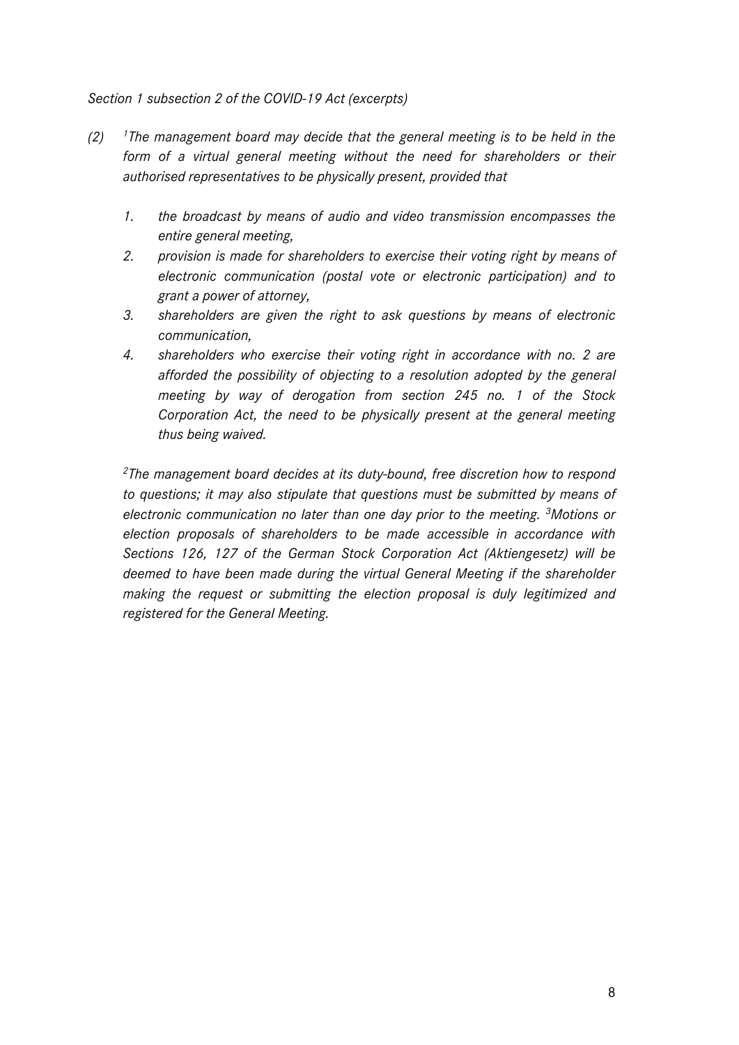*Section 1 subsection 2 of the COVID-19 Act (excerpts)*

*(2) [1]The management board may decide that the general meeting is to be held in the form of a virtual general meeting without the need for shareholders or their authorised representatives to be physically present, provided that*

1. *the broadcast by means of audio and video transmission encompasses the entire general meeting,*
2. *provision is made for shareholders to exercise their voting right by means of electronic communication (postal vote or electronic participation) and to grant a power of attorney,*
3. *shareholders are given the right to ask questions by means of electronic communication,*
4. *shareholders who exercise their voting right in accordance with no. 2 are afforded the possibility of objecting to a resolution adopted by the general meeting by way of derogation from section 245 no. 1 of the Stock Corporation Act, the need to be physically present at the general meeting thus being waived.*

*[2]The management board decides at its duty-bound, free discretion how to respond to questions; it may also stipulate that questions must be submitted by means of electronic communication no later than one day prior to the meeting. [3]Motions or election proposals of shareholders to be made accessible in accordance with Sections 126, 127 of the German Stock Corporation Act (Aktiengesetz) will be deemed to have been made during the virtual General Meeting if the shareholder making the request or submitting the election proposal is duly legitimized and registered for the General Meeting.*